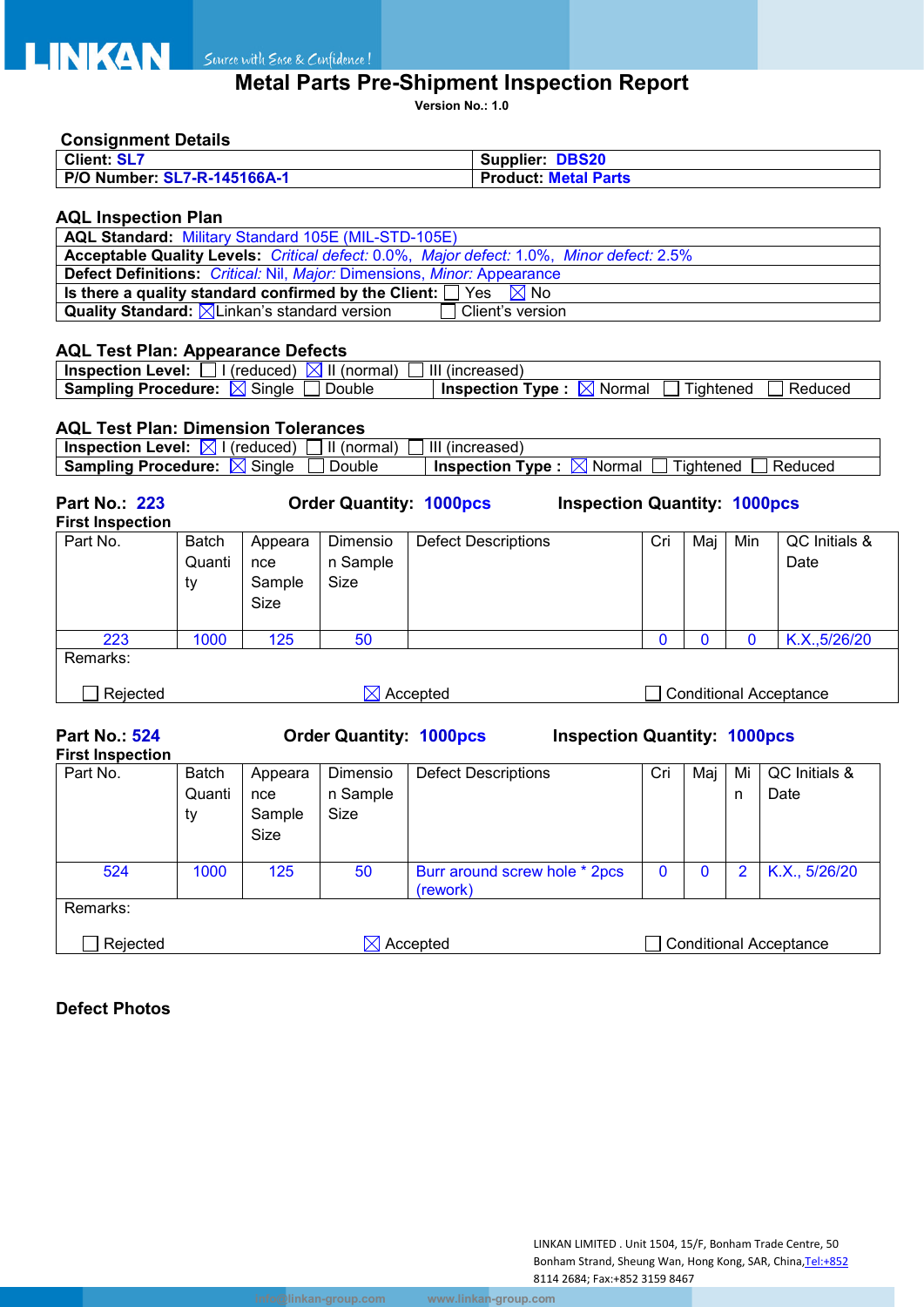# Metal Parts Pre-Shipment Inspection Report

**Version No.: 1.0**

## Consignment Details

| | |
|---|---|
| **Client:** SL7 | **Supplier:** DBS20 |
| **P/O Number:** SL7-R-145166A-1 | **Product:** Metal Parts |

## AQL Inspection Plan

| |
|---|
| **AQL Standard:** Military Standard 105E (MIL-STD-105E) |
| **Acceptable Quality Levels:** *Critical defect:* 0.0%, *Major defect:* 1.0%, *Minor defect:* 2.5% |
| **Defect Definitions:** *Critical:* Nil, *Major:* Dimensions, *Minor:* Appearance |
| **Is there a quality standard confirmed by the Client:** ☐ Yes ☒ No |
| **Quality Standard:** ☒ Linkan's standard version ☐ Client's version |

## AQL Test Plan: Appearance Defects

| | |
|---|---|
| **Inspection Level:** ☐ I (reduced) ☒ II (normal) ☐ III (increased) | |
| **Sampling Procedure:** ☒ Single ☐ Double | **Inspection Type :** ☒ Normal ☐ Tightened ☐ Reduced |

## AQL Test Plan: Dimension Tolerances

| | |
|---|---|
| **Inspection Level:** ☒ I (reduced) ☐ II (normal) ☐ III (increased) | |
| **Sampling Procedure:** ☒ Single ☐ Double | **Inspection Type :** ☒ Normal ☐ Tightened ☐ Reduced |

**Part No.: 223** **Order Quantity: 1000pcs** **Inspection Quantity: 1000pcs**

**First Inspection**

| Part No. | Batch Quantity | Appearance Sample Size | Dimension Sample Size | Defect Descriptions | Cri | Maj | Min | QC Initials & Date |
|---|---|---|---|---|---|---|---|---|
| 223 | 1000 | 125 | 50 | | 0 | 0 | 0 | K.X.,5/26/20 |

Remarks:

☐ Rejected ☒ Accepted ☐ Conditional Acceptance

**Part No.: 524** **Order Quantity: 1000pcs** **Inspection Quantity: 1000pcs**

**First Inspection**

| Part No. | Batch Quantity | Appearance Sample Size | Dimension Sample Size | Defect Descriptions | Cri | Maj | Min | QC Initials & Date |
|---|---|---|---|---|---|---|---|---|
| 524 | 1000 | 125 | 50 | Burr around screw hole * 2pcs (rework) | 0 | 0 | 2 | K.X., 5/26/20 |

Remarks:

☐ Rejected ☒ Accepted ☐ Conditional Acceptance

**Defect Photos**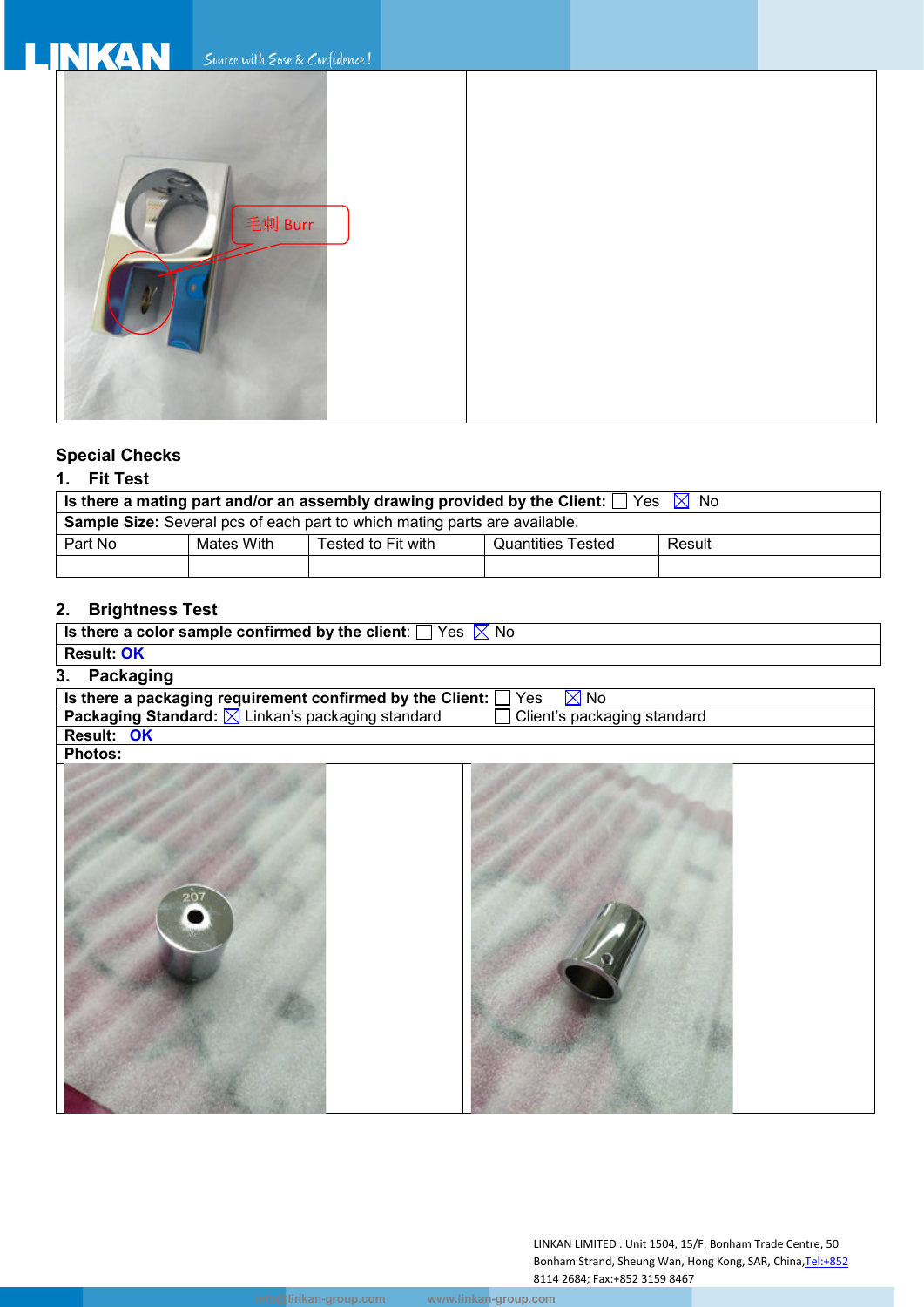毛刺 Burr

## Special Checks

### 1. Fit Test

**Is there a mating part and/or an assembly drawing provided by the Client:** ☐ Yes ☒ No

**Sample Size:** Several pcs of each part to which mating parts are available.

| Part No | Mates With | Tested to Fit with | Quantities Tested | Result |
|---|---|---|---|---|
| | | | | |

### 2. Brightness Test

**Is there a color sample confirmed by the client**: ☐ Yes ☒ No

**Result: OK**

### 3. Packaging

**Is there a packaging requirement confirmed by the Client:** ☐ Yes ☒ No

**Packaging Standard:** ☒ Linkan's packaging standard ☐ Client's packaging standard

**Result: OK**

**Photos:**

207

LINKAN LIMITED . Unit 1504, 15/F, Bonham Trade Centre, 50 Bonham Strand, Sheung Wan, Hong Kong, SAR, China,Tel:+852 8114 2684; Fax:+852 3159 8467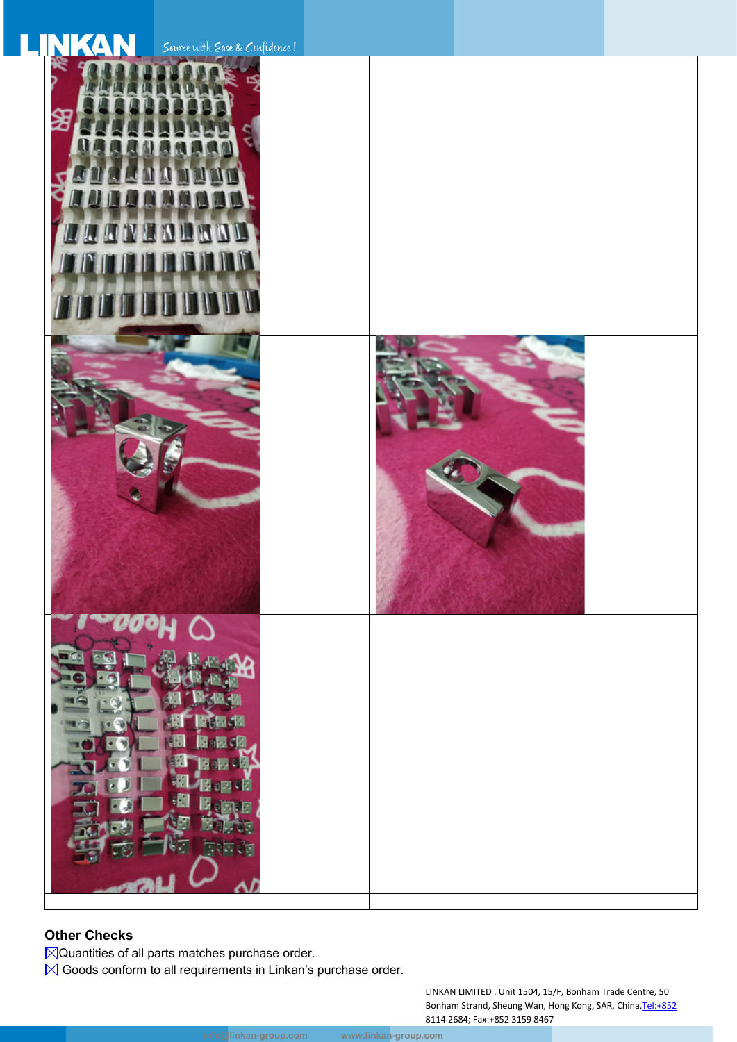## Other Checks

☒ Quantities of all parts matches purchase order.

☒ Goods conform to all requirements in Linkan's purchase order.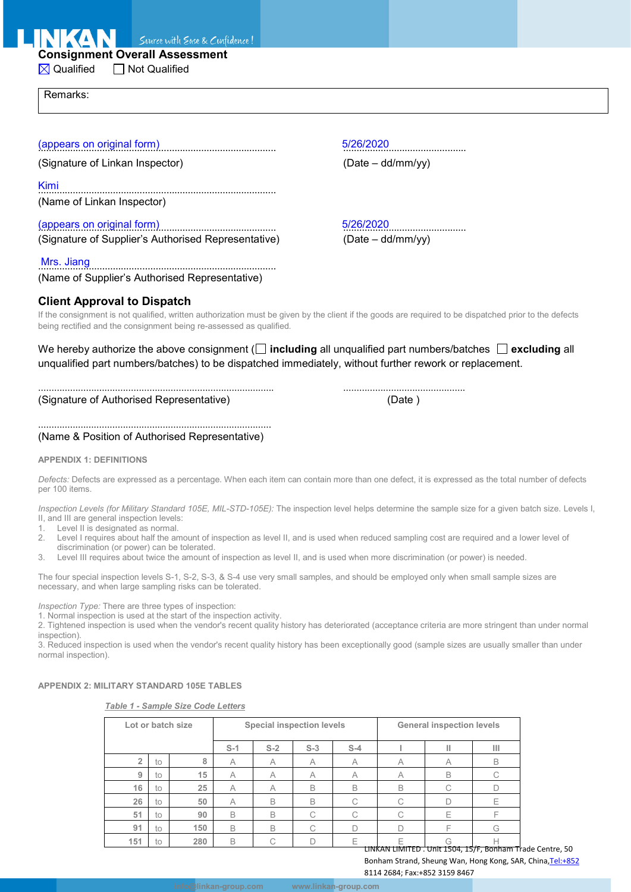## Consignment Overall Assessment

☒ Qualified ☐ Not Qualified

| Remarks: |
|---|
| |

(appears on original form)
(Signature of Linkan Inspector)

5/26/2020
(Date – dd/mm/yy)

Kimi
(Name of Linkan Inspector)

(appears on original form)
(Signature of Supplier's Authorised Representative)

5/26/2020
(Date – dd/mm/yy)

Mrs. Jiang
(Name of Supplier's Authorised Representative)

## Client Approval to Dispatch

If the consignment is not qualified, written authorization must be given by the client if the goods are required to be dispatched prior to the defects being rectified and the consignment being re-assessed as qualified.

We hereby authorize the above consignment (☐ **including** all unqualified part numbers/batches ☐ **excluding** all unqualified part numbers/batches) to be dispatched immediately, without further rework or replacement.

.......................................................................................
(Signature of Authorised Representative)

..............................................
(Date )

.......................................................................................
(Name & Position of Authorised Representative)

### APPENDIX 1: DEFINITIONS

*Defects:* Defects are expressed as a percentage. When each item can contain more than one defect, it is expressed as the total number of defects per 100 items.

*Inspection Levels (for Military Standard 105E, MIL-STD-105E):* The inspection level helps determine the sample size for a given batch size. Levels I, II, and III are general inspection levels:

1. Level II is designated as normal.
2. Level I requires about half the amount of inspection as level II, and is used when reduced sampling cost are required and a lower level of discrimination (or power) can be tolerated.
3. Level III requires about twice the amount of inspection as level II, and is used when more discrimination (or power) is needed.

The four special inspection levels S-1, S-2, S-3, & S-4 use very small samples, and should be employed only when small sample sizes are necessary, and when large sampling risks can be tolerated.

*Inspection Type:* There are three types of inspection:
1. Normal inspection is used at the start of the inspection activity.
2. Tightened inspection is used when the vendor's recent quality history has deteriorated (acceptance criteria are more stringent than under normal inspection).
3. Reduced inspection is used when the vendor's recent quality history has been exceptionally good (sample sizes are usually smaller than under normal inspection).

### APPENDIX 2: MILITARY STANDARD 105E TABLES

***Table 1 - Sample Size Code Letters***

| Lot or batch size | | | Special inspection levels | | | | General inspection levels | | |
|---|---|---|---|---|---|---|---|---|---|
| | | | S-1 | S-2 | S-3 | S-4 | I | II | III |
| 2 | to | 8 | A | A | A | A | A | A | B |
| 9 | to | 15 | A | A | A | A | A | B | C |
| 16 | to | 25 | A | A | B | B | B | C | D |
| 26 | to | 50 | A | B | B | C | C | D | E |
| 51 | to | 90 | B | B | C | C | C | E | F |
| 91 | to | 150 | B | B | C | D | D | F | G |
| 151 | to | 280 | B | C | D | E | E | G | H |

LINKAN LIMITED . Unit 1504, 15/F, Bonham Trade Centre, 50 Bonham Strand, Sheung Wan, Hong Kong, SAR, China,Tel:+852 8114 2684; Fax:+852 3159 8467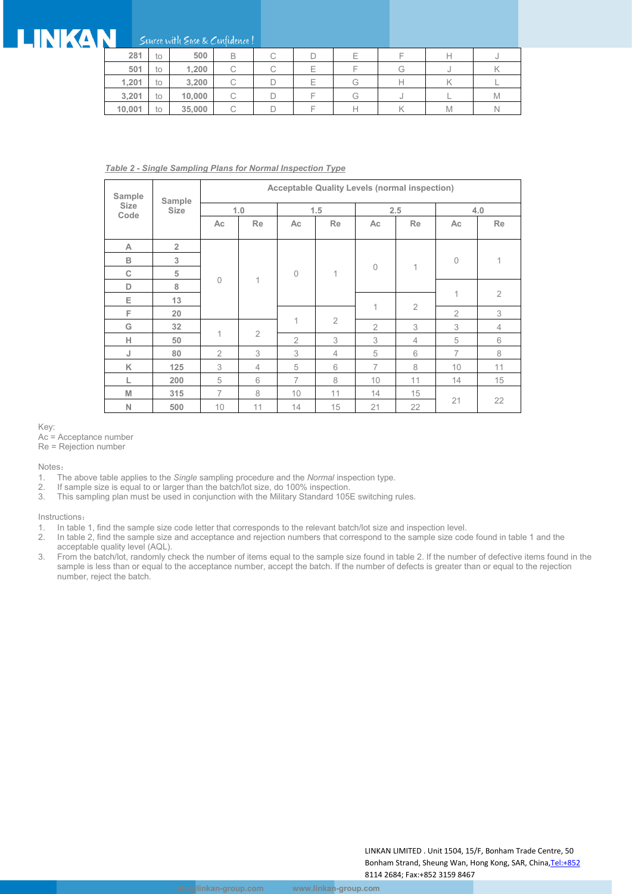| | | | | | | | | | |
|---|---|---|---|---|---|---|---|---|---|
| **281** | to | **500** | B | C | D | E | F | H | J |
| **501** | to | **1,200** | C | C | E | F | G | J | K |
| **1,201** | to | **3,200** | C | D | E | G | H | K | L |
| **3,201** | to | **10,000** | C | D | F | G | J | L | M |
| **10,001** | to | **35,000** | C | D | F | H | K | M | N |

***Table 2 - Single Sampling Plans for Normal Inspection Type***

| Sample Size Code | Sample Size | Acceptable Quality Levels (normal inspection) | | | | | | | |
|---|---|---|---|---|---|---|---|---|---|
| | | 1.0 | | 1.5 | | 2.5 | | 4.0 | |
| | | Ac | Re | Ac | Re | Ac | Re | Ac | Re |
| A | 2 | 0 | 1 | 0 | 1 | 0 | 1 | 0 | 1 |
| B | 3 | 0 | 1 | 0 | 1 | 0 | 1 | 0 | 1 |
| C | 5 | 0 | 1 | 0 | 1 | 0 | 1 | 0 | 1 |
| D | 8 | 0 | 1 | 0 | 1 | 0 | 1 | 1 | 2 |
| E | 13 | 0 | 1 | 0 | 1 | 1 | 2 | 1 | 2 |
| F | 20 | 0 | 1 | 1 | 2 | 1 | 2 | 2 | 3 |
| G | 32 | 1 | 2 | 1 | 2 | 2 | 3 | 3 | 4 |
| H | 50 | 1 | 2 | 2 | 3 | 3 | 4 | 5 | 6 |
| J | 80 | 2 | 3 | 3 | 4 | 5 | 6 | 7 | 8 |
| K | 125 | 3 | 4 | 5 | 6 | 7 | 8 | 10 | 11 |
| L | 200 | 5 | 6 | 7 | 8 | 10 | 11 | 14 | 15 |
| M | 315 | 7 | 8 | 10 | 11 | 14 | 15 | 21 | 22 |
| N | 500 | 10 | 11 | 14 | 15 | 21 | 22 | 21 | 22 |

Key:
Ac = Acceptance number
Re = Rejection number

Notes：

1. The above table applies to the *Single* sampling procedure and the *Normal* inspection type.
2. If sample size is equal to or larger than the batch/lot size, do 100% inspection.
3. This sampling plan must be used in conjunction with the Military Standard 105E switching rules.

Instructions：

1. In table 1, find the sample size code letter that corresponds to the relevant batch/lot size and inspection level.
2. In table 2, find the sample size and acceptance and rejection numbers that correspond to the sample size code found in table 1 and the acceptable quality level (AQL).
3. From the batch/lot, randomly check the number of items equal to the sample size found in table 2. If the number of defective items found in the sample is less than or equal to the acceptance number, accept the batch. If the number of defects is greater than or equal to the rejection number, reject the batch.